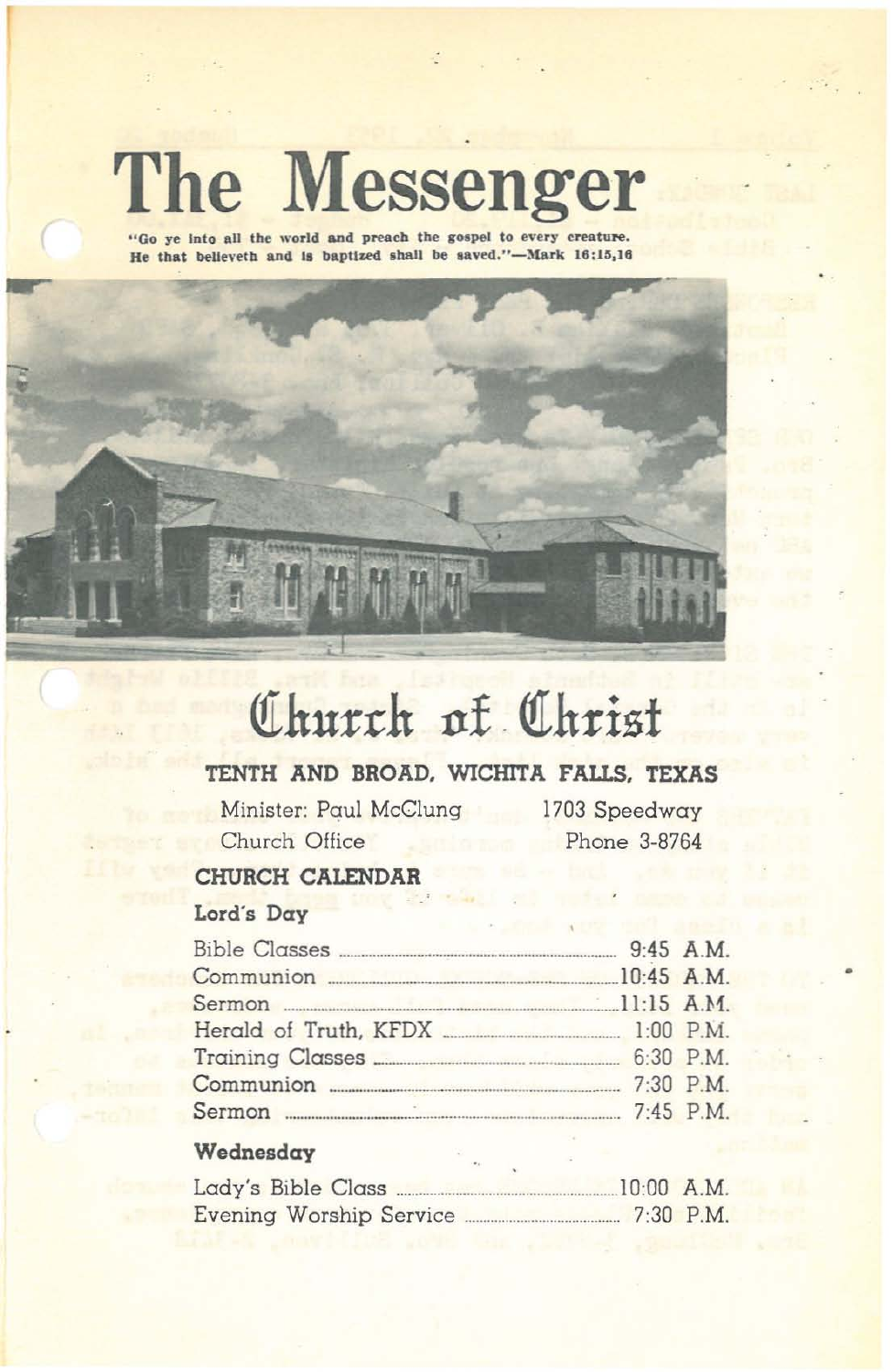# The Messenger

**"Go ye into all the world and preach the gospel to every creature. He that believeth and is baptized shall be saved."—Mark 16:15,16**

# Church of Christ

## TENTH AND BROAD, WICHITA FALLS, TEXAS

Minister: Paul McClung — 1703 Speedway

Church Office — Phone 3-8764

## CHURCH CALENDAR

### Lord's Day

| | |
|---|---|
| Bible Classes | 9:45 A.M. |
| Communion | 10:45 A.M. |
| Sermon | 11:15 A.M. |
| Herald of Truth, KFDX | 1:00 P.M. |
| Training Classes | 6:30 P.M. |
| Communion | 7:30 P.M. |
| Sermon | 7:45 P.M. |

### Wednesday

| | |
|---|---|
| Lady's Bible Class | 10:00 A.M. |
| Evening Worship Service | 7:30 P.M. |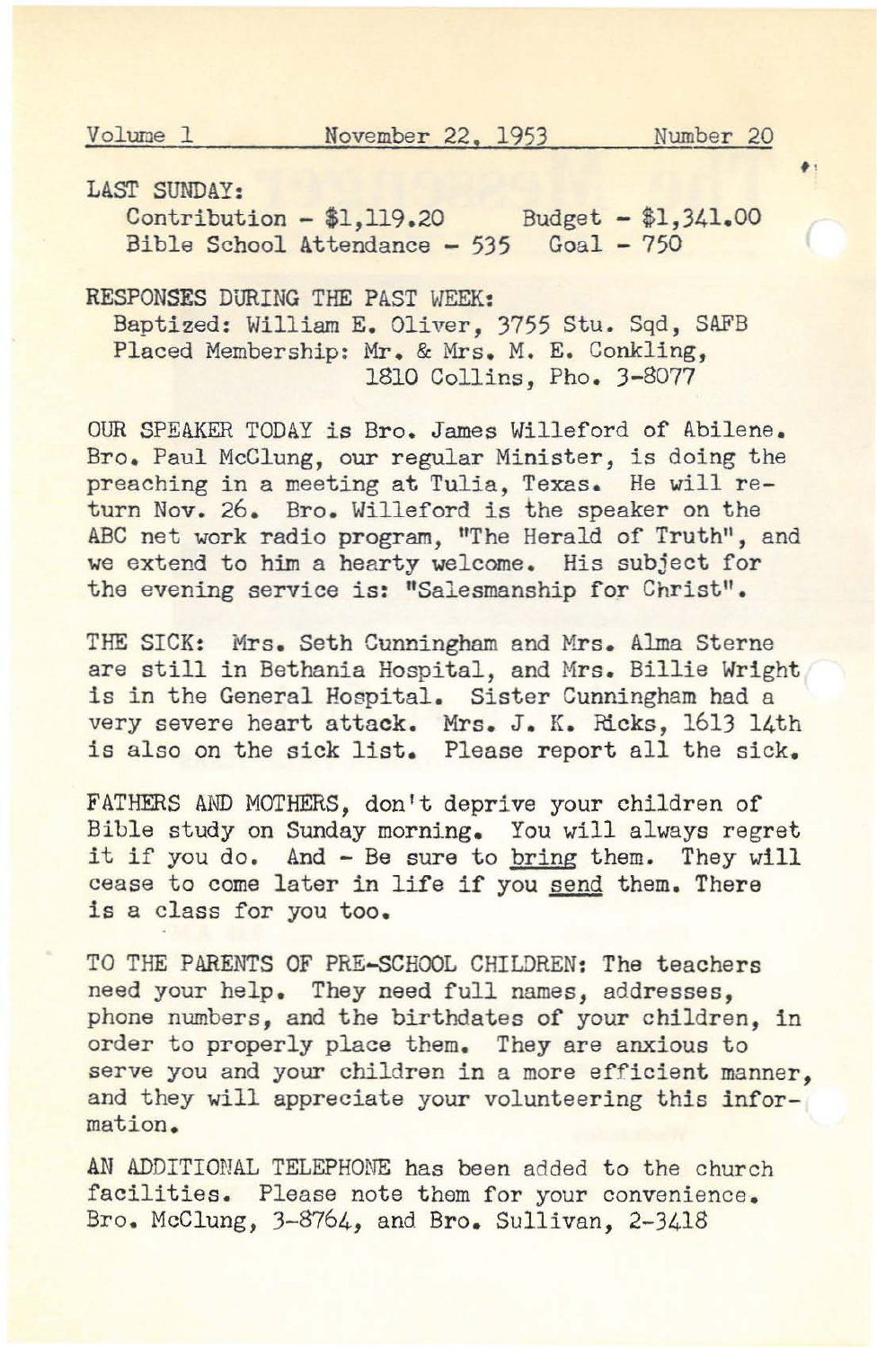Volume 1 November 22, 1953 Number 20

LAST SUNDAY:
Contribution - $1,119.20 Budget - $1,341.00
Bible School Attendance - 535 Goal - 750

RESPONSES DURING THE PAST WEEK:
Baptized: William E. Oliver, 3755 Stu. Sqd, SAFB
Placed Membership: Mr. & Mrs. M. E. Conkling,
1810 Collins, Pho. 3-8077

OUR SPEAKER TODAY is Bro. James Willeford of Abilene. Bro. Paul McClung, our regular Minister, is doing the preaching in a meeting at Tulia, Texas. He will return Nov. 26. Bro. Willeford is the speaker on the ABC net work radio program, "The Herald of Truth", and we extend to him a hearty welcome. His subject for the evening service is: "Salesmanship for Christ".

THE SICK: Mrs. Seth Cunningham and Mrs. Alma Sterne are still in Bethania Hospital, and Mrs. Billie Wright is in the General Hospital. Sister Cunningham had a very severe heart attack. Mrs. J. K. Ricks, 1613 14th is also on the sick list. Please report all the sick.

FATHERS AND MOTHERS, don't deprive your children of Bible study on Sunday morning. You will always regret it if you do. And - Be sure to <u>bring</u> them. They will cease to come later in life if you <u>send</u> them. There is a class for you too.

TO THE PARENTS OF PRE-SCHOOL CHILDREN: The teachers need your help. They need full names, addresses, phone numbers, and the birthdates of your children, in order to properly place them. They are anxious to serve you and your children in a more efficient manner, and they will appreciate your volunteering this information.

AN ADDITIONAL TELEPHONE has been added to the church facilities. Please note them for your convenience. Bro. McClung, 3-8764, and Bro. Sullivan, 2-3418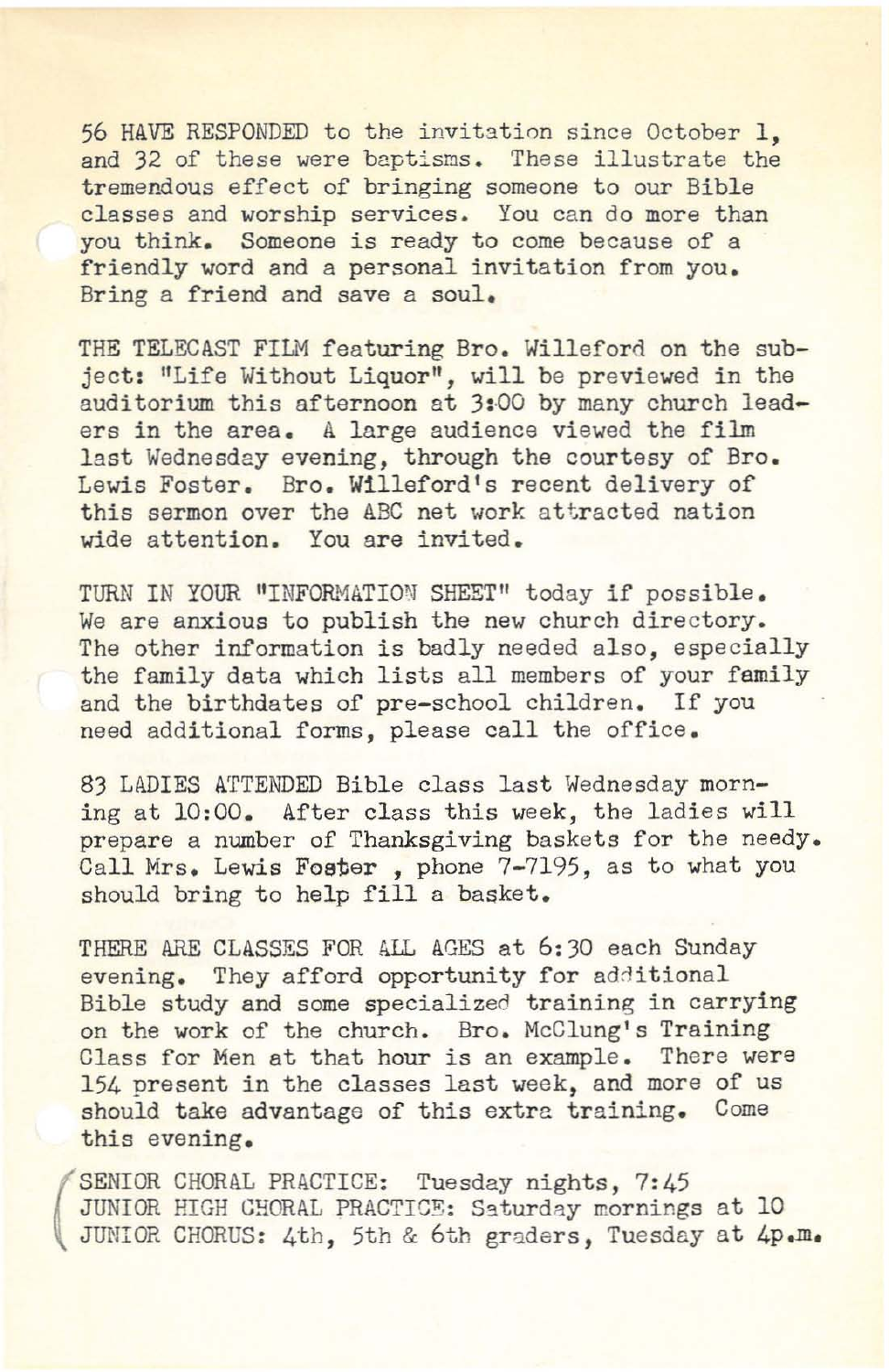56 HAVE RESPONDED to the invitation since October 1, and 32 of these were baptisms. These illustrate the tremendous effect of bringing someone to our Bible classes and worship services. You can do more than you think. Someone is ready to come because of a friendly word and a personal invitation from you. Bring a friend and save a soul.

THE TELECAST FILM featuring Bro. Willeford on the subject: "Life Without Liquor", will be previewed in the auditorium this afternoon at 3:00 by many church leaders in the area. A large audience viewed the film last Wednesday evening, through the courtesy of Bro. Lewis Foster. Bro. Willeford's recent delivery of this sermon over the ABC net work attracted nation wide attention. You are invited.

TURN IN YOUR "INFORMATION SHEET" today if possible. We are anxious to publish the new church directory. The other information is badly needed also, especially the family data which lists all members of your family and the birthdates of pre-school children. If you need additional forms, please call the office.

83 LADIES ATTENDED Bible class last Wednesday morning at 10:00. After class this week, the ladies will prepare a number of Thanksgiving baskets for the needy. Call Mrs. Lewis Foster , phone 7-7195, as to what you should bring to help fill a basket.

THERE ARE CLASSES FOR ALL AGES at 6:30 each Sunday evening. They afford opportunity for additional Bible study and some specialized training in carrying on the work of the church. Bro. McClung's Training Class for Men at that hour is an example. There were 154 present in the classes last week, and more of us should take advantage of this extra training. Come this evening.

SENIOR CHORAL PRACTICE: Tuesday nights, 7:45
JUNIOR HIGH CHORAL PRACTICE: Saturday mornings at 10
JUNIOR CHORUS: 4th, 5th & 6th graders, Tuesday at 4p.m.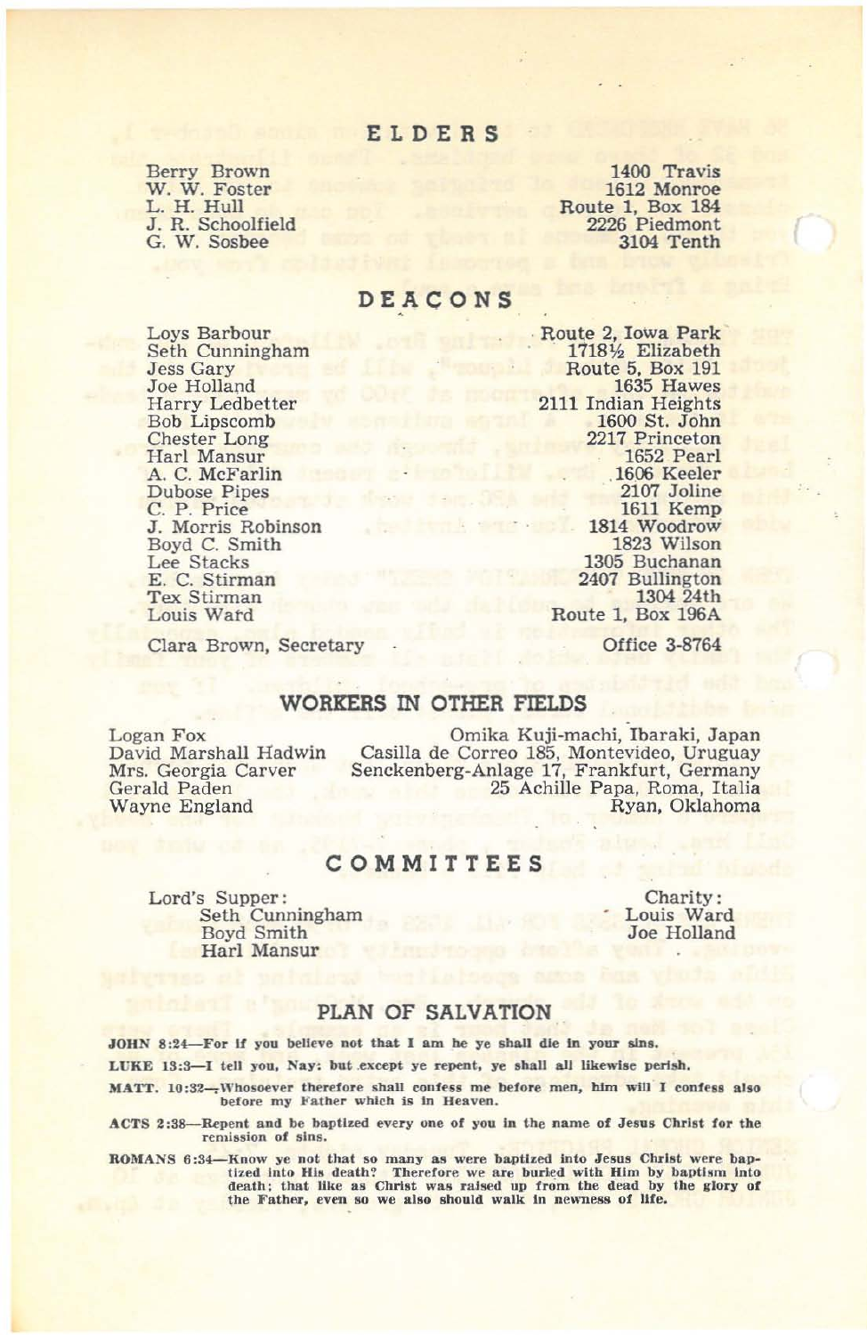## ELDERS

| | |
|---|---|
| Berry Brown | 1400 Travis |
| W. W. Foster | 1612 Monroe |
| L. H. Hull | Route 1, Box 184 |
| J. R. Schoolfield | 2226 Piedmont |
| G. W. Sosbee | 3104 Tenth |

## DEACONS

| | |
|---|---|
| Loys Barbour | Route 2, Iowa Park |
| Seth Cunningham | 1718½ Elizabeth |
| Jess Gary | Route 5, Box 191 |
| Joe Holland | 1635 Hawes |
| Harry Ledbetter | 2111 Indian Heights |
| Bob Lipscomb | 1600 St. John |
| Chester Long | 2217 Princeton |
| Harl Mansur | 1652 Pearl |
| A. C. McFarlin | 1606 Keeler |
| Dubose Pipes | 2107 Joline |
| C. P. Price | 1611 Kemp |
| J. Morris Robinson | 1814 Woodrow |
| Boyd C. Smith | 1823 Wilson |
| Lee Stacks | 1305 Buchanan |
| E. C. Stirman | 2407 Bullington |
| Tex Stirman | 1304 24th |
| Louis Ward | Route 1, Box 196A |
| Clara Brown, Secretary | Office 3-8764 |

## WORKERS IN OTHER FIELDS

| | |
|---|---|
| Logan Fox | Omika Kuji-machi, Ibaraki, Japan |
| David Marshall Hadwin | Casilla de Correo 185, Montevideo, Uruguay |
| Mrs. Georgia Carver | Senckenberg-Anlage 17, Frankfurt, Germany |
| Gerald Paden | 25 Achille Papa, Roma, Italia |
| Wayne England | Ryan, Oklahoma |

## COMMITTEES

**Lord's Supper:**
Seth Cunningham
Boyd Smith
Harl Mansur

**Charity:**
Louis Ward
Joe Holland

## PLAN OF SALVATION

**JOHN 8:24—For if you believe not that I am he ye shall die in your sins.**

**LUKE 13:3—I tell you, Nay: but except ye repent, ye shall all likewise perish.**

**MATT. 10:32—Whosoever therefore shall confess me before men, him will I confess also before my Father which is in Heaven.**

**ACTS 2:38—Repent and be baptized every one of you in the name of Jesus Christ for the remission of sins.**

**ROMANS 6:34—Know ye not that so many as were baptized into Jesus Christ were baptized into His death? Therefore we are buried with Him by baptism into death; that like as Christ was raised up from the dead by the glory of the Father, even so we also should walk in newness of life.**